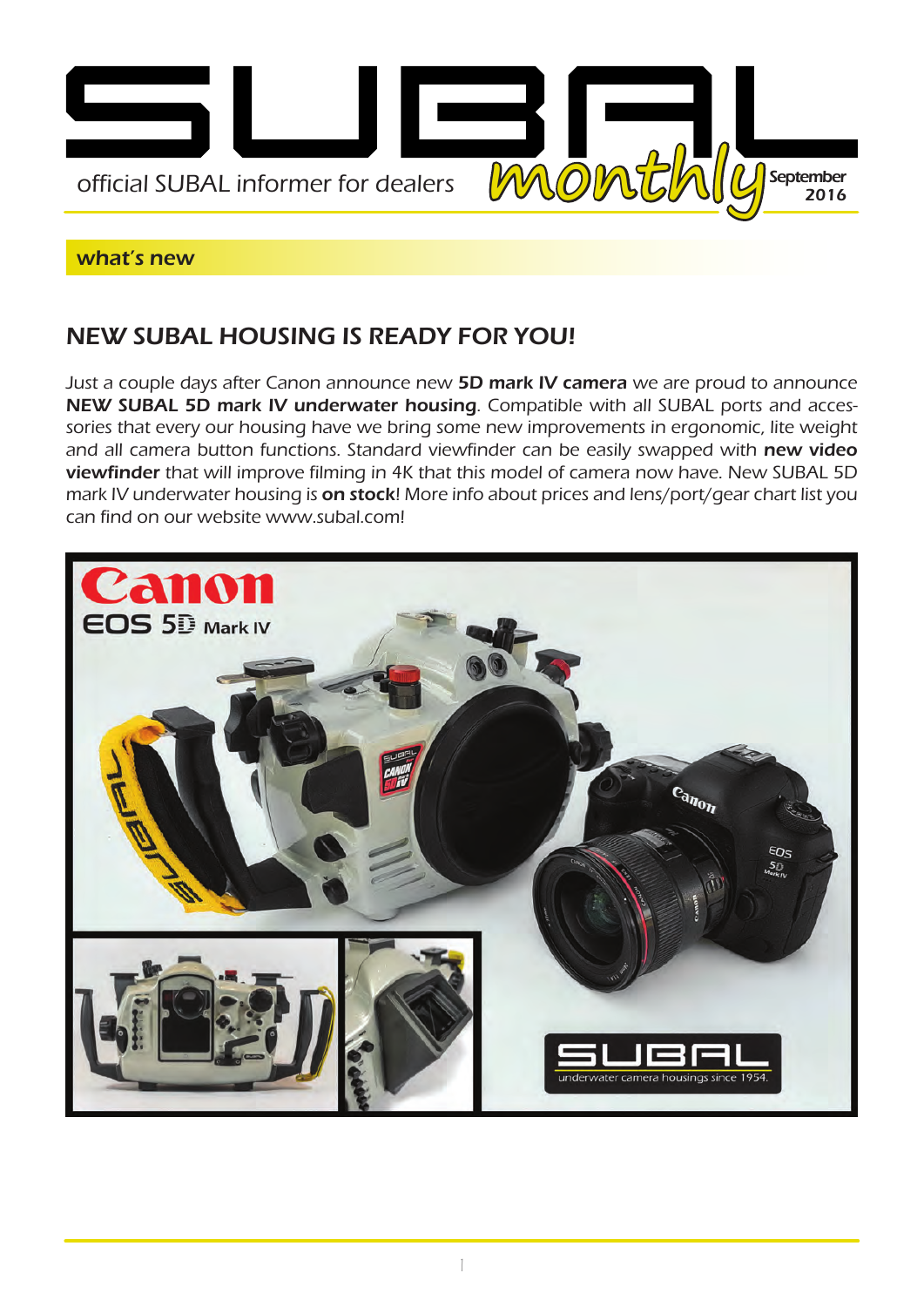# SUBAL monthly

official SUBAL informer for dealers

September 2016

## what's new

## NEW SUBAL HOUSING IS READY FOR YOU!

Just a couple days after Canon announce new **5D mark IV camera** we are proud to announce **NEW SUBAL 5D mark IV underwater housing**. Compatible with all SUBAL ports and accessories that every our housing have we bring some new improvements in ergonomic, lite weight and all camera button functions. Standard viewfinder can be easily swapped with **new video viewfinder** that will improve filming in 4K that this model of camera now have. New SUBAL 5D mark IV underwater housing is **on stock**! More info about prices and lens/port/gear chart list you can find on our website www.subal.com!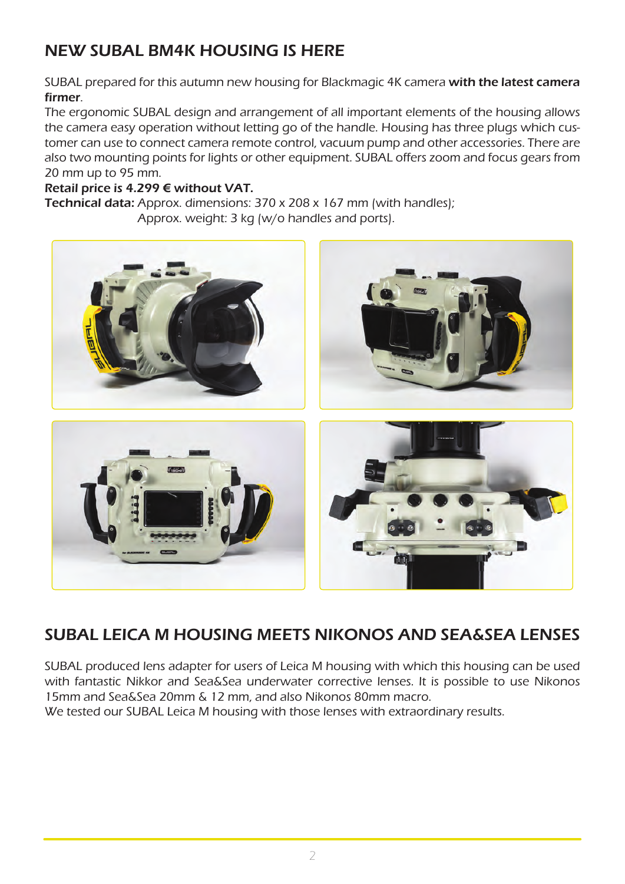## NEW SUBAL BM4K HOUSING IS HERE

SUBAL prepared for this autumn new housing for Blackmagic 4K camera **with the latest camera firmer**.

The ergonomic SUBAL design and arrangement of all important elements of the housing allows the camera easy operation without letting go of the handle. Housing has three plugs which customer can use to connect camera remote control, vacuum pump and other accessories. There are also two mounting points for lights or other equipment. SUBAL offers zoom and focus gears from 20 mm up to 95 mm.

**Retail price is 4.299 € without VAT.**

**Technical data:** Approx. dimensions: 370 x 208 x 167 mm (with handles);
Approx. weight: 3 kg (w/o handles and ports).

## SUBAL LEICA M HOUSING MEETS NIKONOS AND SEA&SEA LENSES

SUBAL produced lens adapter for users of Leica M housing with which this housing can be used with fantastic Nikkor and Sea&Sea underwater corrective lenses. It is possible to use Nikonos 15mm and Sea&Sea 20mm & 12 mm, and also Nikonos 80mm macro.

We tested our SUBAL Leica M housing with those lenses with extraordinary results.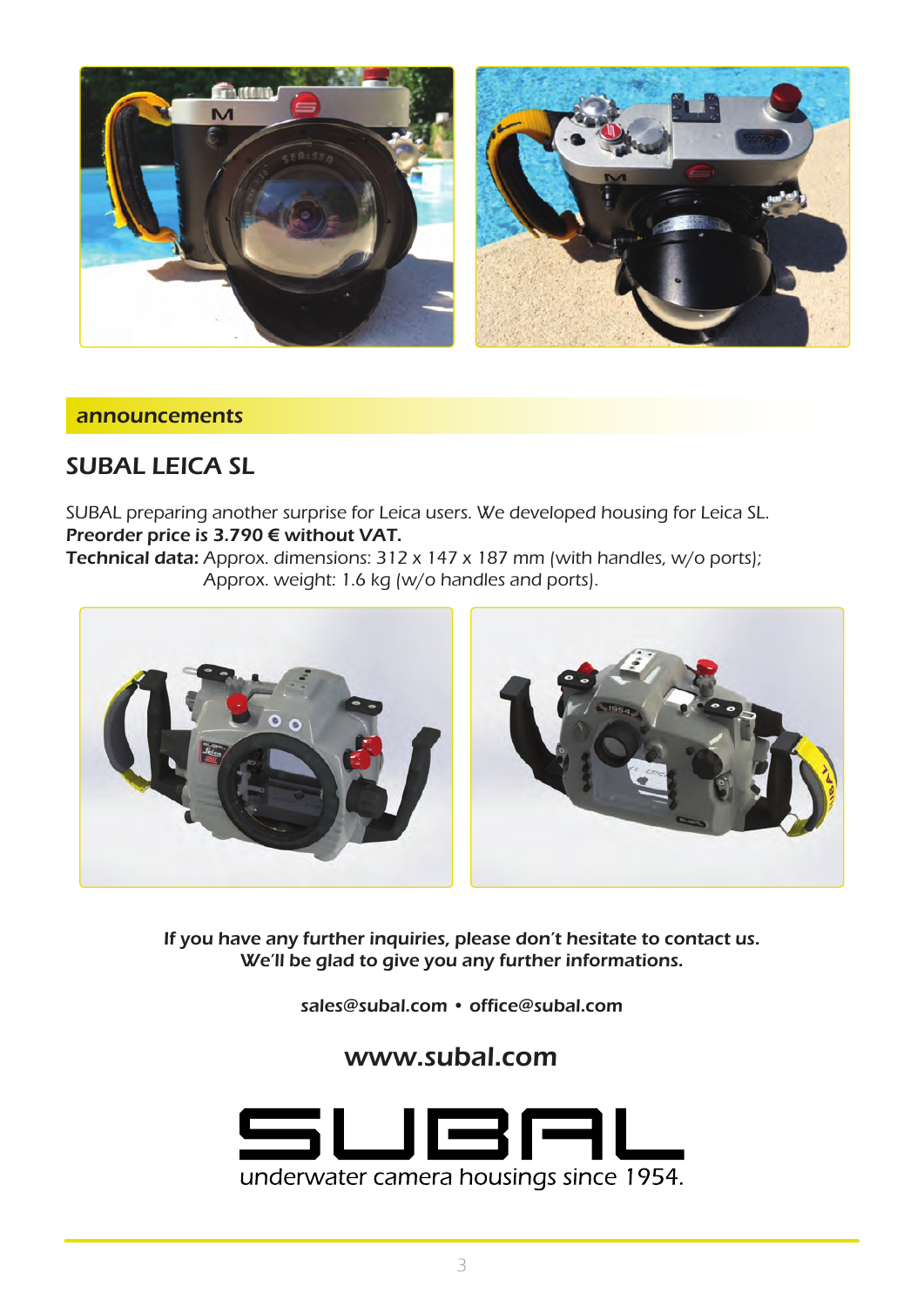## announcements

### SUBAL LEICA SL

SUBAL preparing another surprise for Leica users. We developed housing for Leica SL.
**Preorder price is 3.790 € without VAT.**
**Technical data:** Approx. dimensions: 312 x 147 x 187 mm (with handles, w/o ports);
Approx. weight: 1.6 kg (w/o handles and ports).

**If you have any further inquiries, please don't hesitate to contact us.**
**We'll be glad to give you any further informations.**

**sales@subal.com • office@subal.com**

**www.subal.com**

SUBAL
underwater camera housings since 1954.